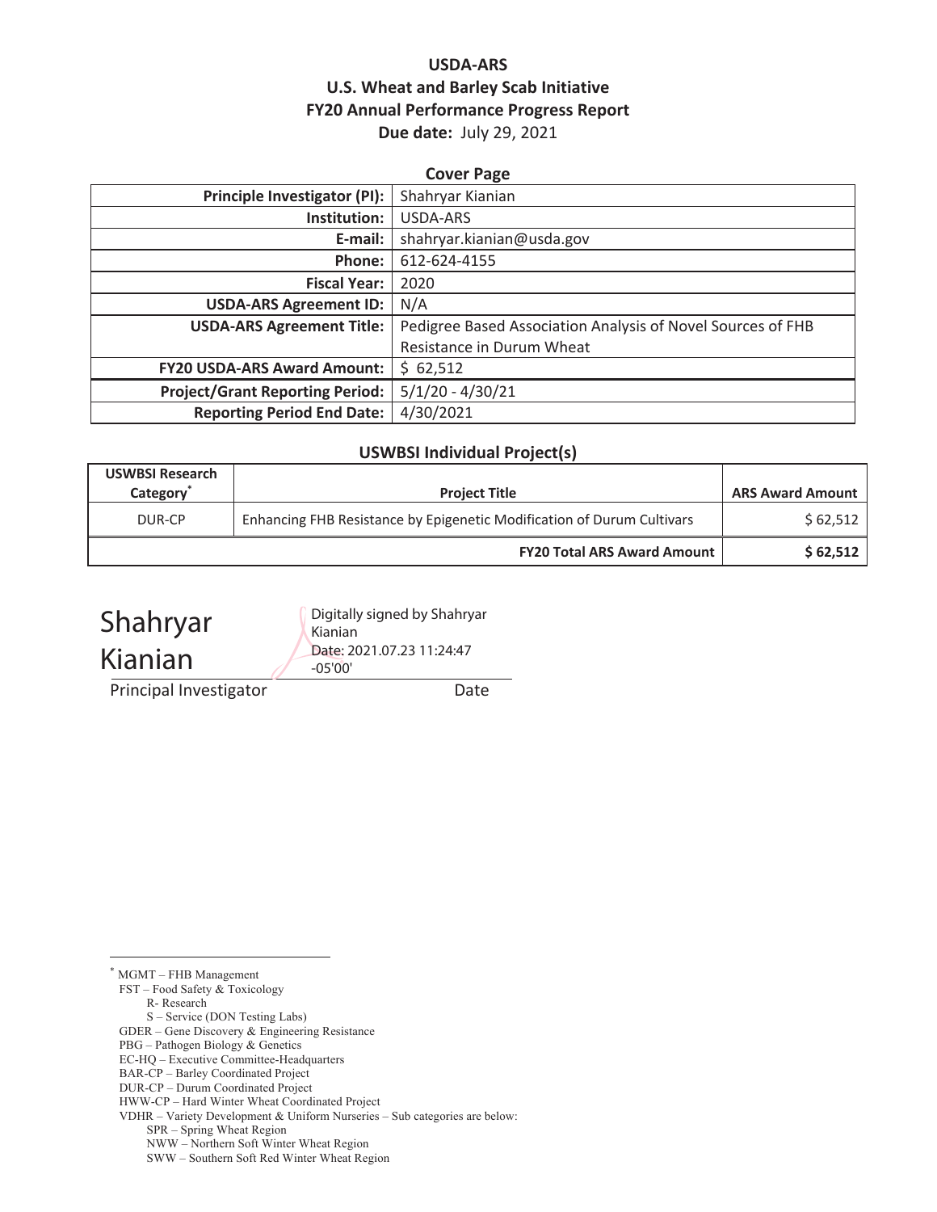**USDA-ARS**

**U.S. Wheat and Barley Scab Initiative**

**FY20 Annual Performance Progress Report**

**Due date:** July 29, 2021

**Cover Page**

| | |
|---|---|
| **Principle Investigator (PI):** | Shahryar Kianian |
| **Institution:** | USDA-ARS |
| **E-mail:** | shahryar.kianian@usda.gov |
| **Phone:** | 612-624-4155 |
| **Fiscal Year:** | 2020 |
| **USDA-ARS Agreement ID:** | N/A |
| **USDA-ARS Agreement Title:** | Pedigree Based Association Analysis of Novel Sources of FHB Resistance in Durum Wheat |
| **FY20 USDA-ARS Award Amount:** | $ 62,512 |
| **Project/Grant Reporting Period:** | 5/1/20 - 4/30/21 |
| **Reporting Period End Date:** | 4/30/2021 |

**USWBSI Individual Project(s)**

| USWBSI Research Category* | Project Title | ARS Award Amount |
|---|---|---|
| DUR-CP | Enhancing FHB Resistance by Epigenetic Modification of Durum Cultivars | $ 62,512 |
| | **FY20 Total ARS Award Amount** | **$ 62,512** |

Shahryar Kianian

Digitally signed by Shahryar Kianian
Date: 2021.07.23 11:24:47 -05'00'

Principal Investigator Date

---

* MGMT – FHB Management
 FST – Food Safety & Toxicology
  R- Research
  S – Service (DON Testing Labs)
 GDER – Gene Discovery & Engineering Resistance
 PBG – Pathogen Biology & Genetics
 EC-HQ – Executive Committee-Headquarters
 BAR-CP – Barley Coordinated Project
 DUR-CP – Durum Coordinated Project
 HWW-CP – Hard Winter Wheat Coordinated Project
 VDHR – Variety Development & Uniform Nurseries – Sub categories are below:
  SPR – Spring Wheat Region
  NWW – Northern Soft Winter Wheat Region
  SWW – Southern Soft Red Winter Wheat Region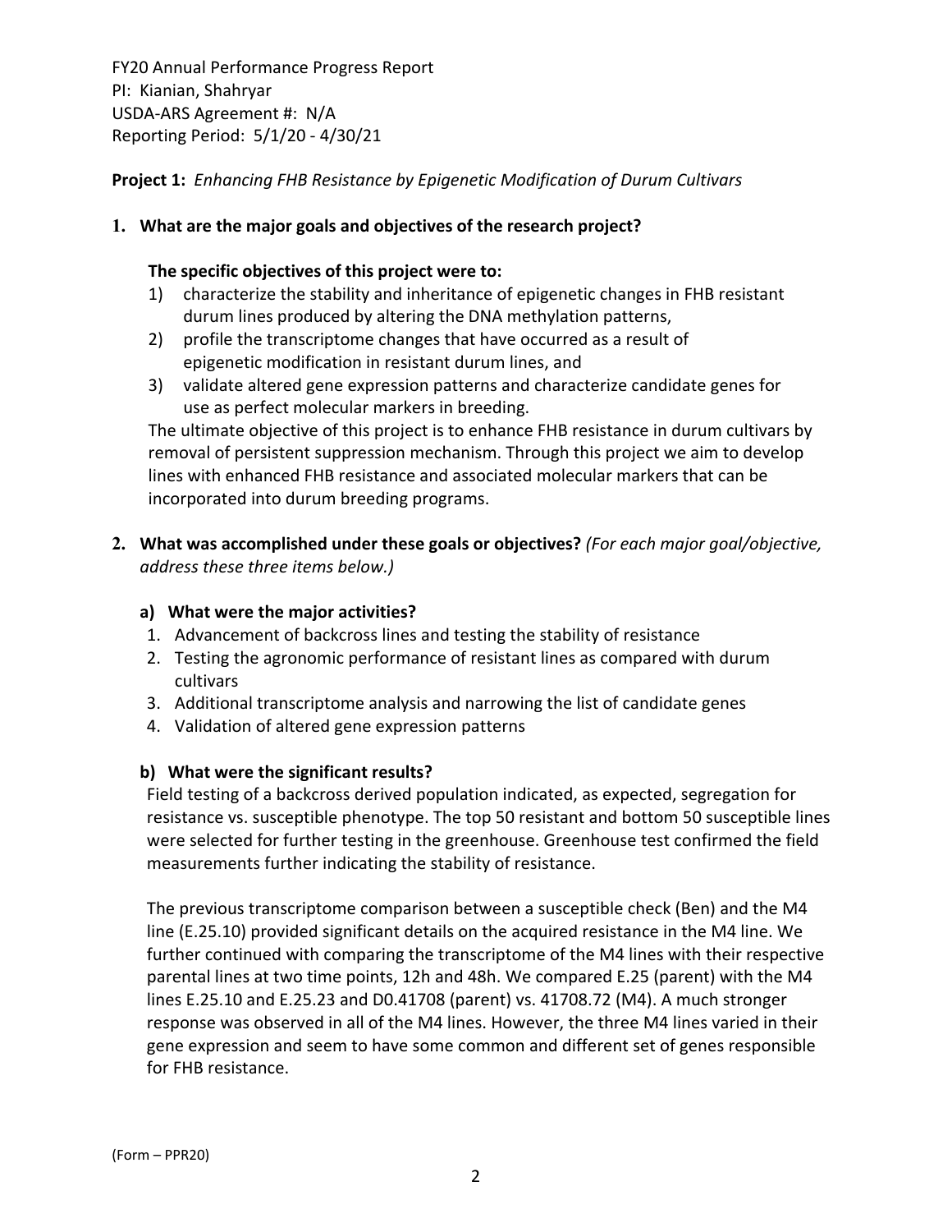FY20 Annual Performance Progress Report
PI: Kianian, Shahryar
USDA-ARS Agreement #: N/A
Reporting Period: 5/1/20 - 4/30/21

**Project 1:** *Enhancing FHB Resistance by Epigenetic Modification of Durum Cultivars*

**1. What are the major goals and objectives of the research project?**

**The specific objectives of this project were to:**

1) characterize the stability and inheritance of epigenetic changes in FHB resistant durum lines produced by altering the DNA methylation patterns,
2) profile the transcriptome changes that have occurred as a result of epigenetic modification in resistant durum lines, and
3) validate altered gene expression patterns and characterize candidate genes for use as perfect molecular markers in breeding.

The ultimate objective of this project is to enhance FHB resistance in durum cultivars by removal of persistent suppression mechanism. Through this project we aim to develop lines with enhanced FHB resistance and associated molecular markers that can be incorporated into durum breeding programs.

**2. What was accomplished under these goals or objectives?** *(For each major goal/objective, address these three items below.)*

**a) What were the major activities?**

1. Advancement of backcross lines and testing the stability of resistance
2. Testing the agronomic performance of resistant lines as compared with durum cultivars
3. Additional transcriptome analysis and narrowing the list of candidate genes
4. Validation of altered gene expression patterns

**b) What were the significant results?**

Field testing of a backcross derived population indicated, as expected, segregation for resistance vs. susceptible phenotype. The top 50 resistant and bottom 50 susceptible lines were selected for further testing in the greenhouse. Greenhouse test confirmed the field measurements further indicating the stability of resistance.

The previous transcriptome comparison between a susceptible check (Ben) and the M4 line (E.25.10) provided significant details on the acquired resistance in the M4 line. We further continued with comparing the transcriptome of the M4 lines with their respective parental lines at two time points, 12h and 48h. We compared E.25 (parent) with the M4 lines E.25.10 and E.25.23 and D0.41708 (parent) vs. 41708.72 (M4). A much stronger response was observed in all of the M4 lines. However, the three M4 lines varied in their gene expression and seem to have some common and different set of genes responsible for FHB resistance.

(Form – PPR20)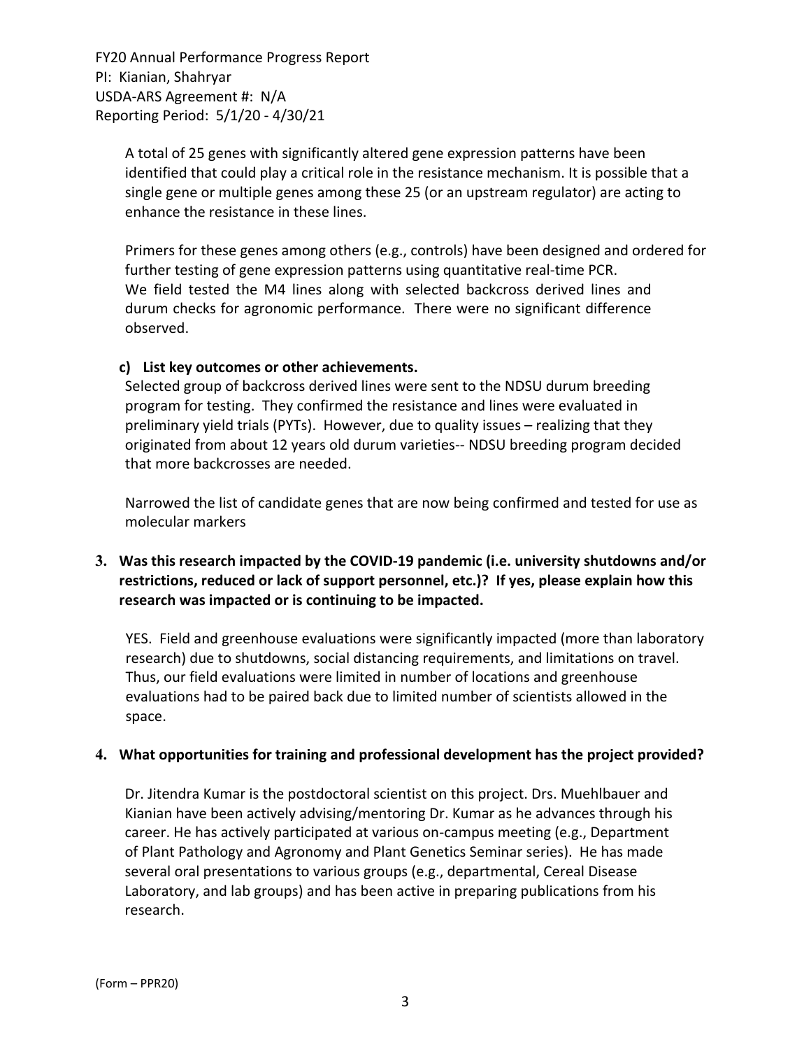A total of 25 genes with significantly altered gene expression patterns have been identified that could play a critical role in the resistance mechanism. It is possible that a single gene or multiple genes among these 25 (or an upstream regulator) are acting to enhance the resistance in these lines.

Primers for these genes among others (e.g., controls) have been designed and ordered for further testing of gene expression patterns using quantitative real-time PCR. We field tested the M4 lines along with selected backcross derived lines and durum checks for agronomic performance. There were no significant difference observed.

**c) List key outcomes or other achievements.**

Selected group of backcross derived lines were sent to the NDSU durum breeding program for testing. They confirmed the resistance and lines were evaluated in preliminary yield trials (PYTs). However, due to quality issues – realizing that they originated from about 12 years old durum varieties-- NDSU breeding program decided that more backcrosses are needed.

Narrowed the list of candidate genes that are now being confirmed and tested for use as molecular markers

**3. Was this research impacted by the COVID-19 pandemic (i.e. university shutdowns and/or restrictions, reduced or lack of support personnel, etc.)? If yes, please explain how this research was impacted or is continuing to be impacted.**

YES. Field and greenhouse evaluations were significantly impacted (more than laboratory research) due to shutdowns, social distancing requirements, and limitations on travel. Thus, our field evaluations were limited in number of locations and greenhouse evaluations had to be paired back due to limited number of scientists allowed in the space.

**4. What opportunities for training and professional development has the project provided?**

Dr. Jitendra Kumar is the postdoctoral scientist on this project. Drs. Muehlbauer and Kianian have been actively advising/mentoring Dr. Kumar as he advances through his career. He has actively participated at various on-campus meeting (e.g., Department of Plant Pathology and Agronomy and Plant Genetics Seminar series). He has made several oral presentations to various groups (e.g., departmental, Cereal Disease Laboratory, and lab groups) and has been active in preparing publications from his research.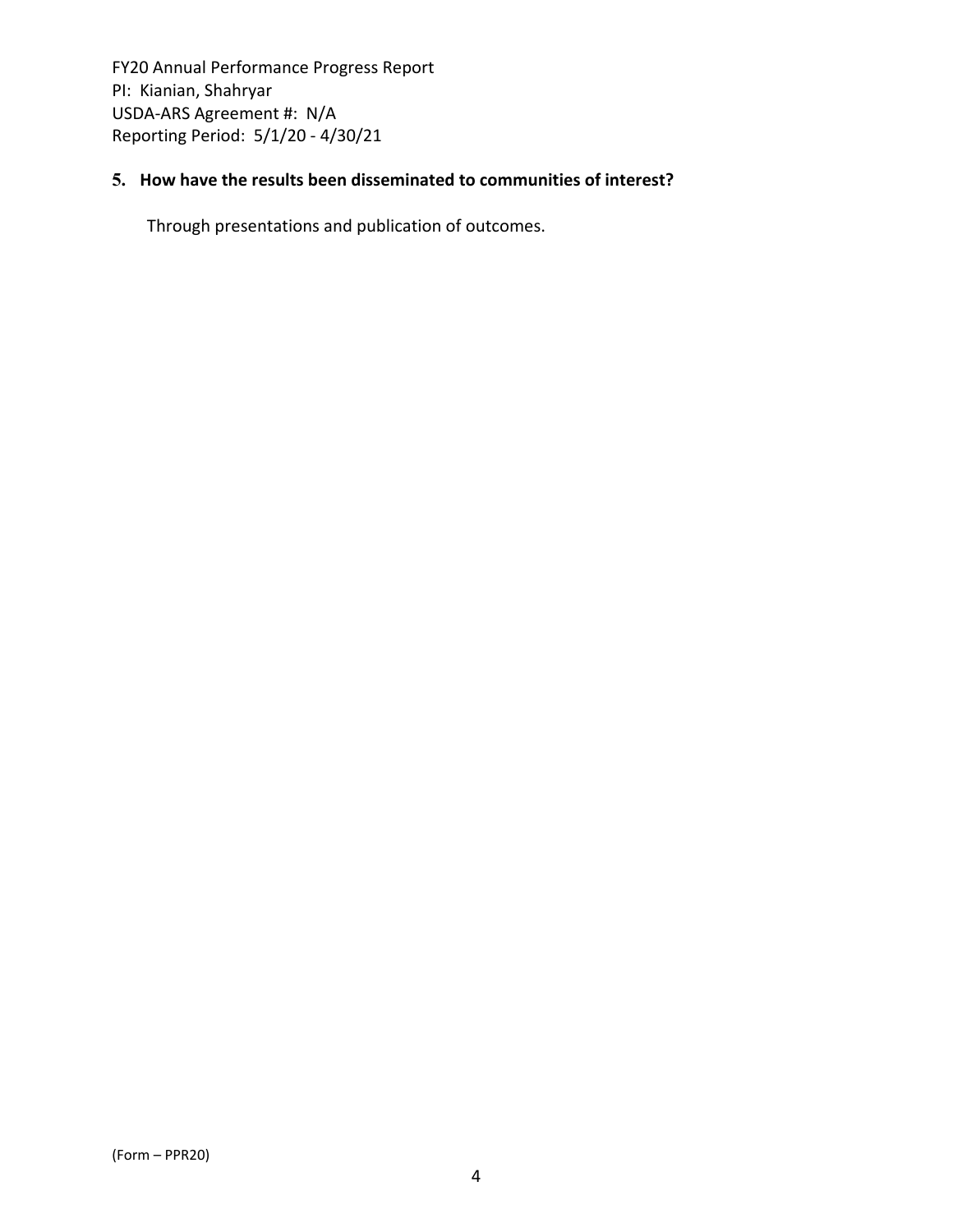**5. How have the results been disseminated to communities of interest?**

Through presentations and publication of outcomes.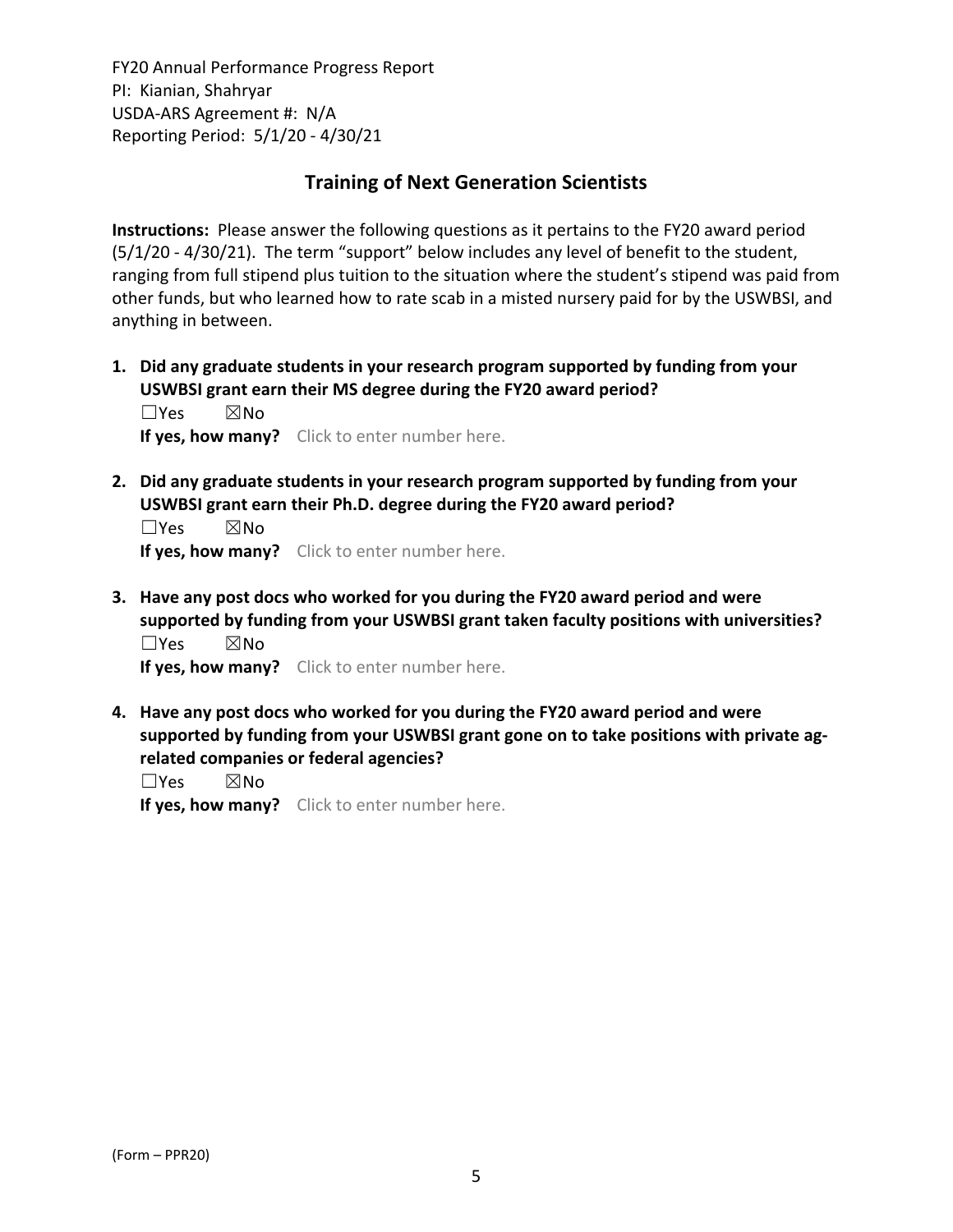## Training of Next Generation Scientists

**Instructions:** Please answer the following questions as it pertains to the FY20 award period (5/1/20 - 4/30/21). The term "support" below includes any level of benefit to the student, ranging from full stipend plus tuition to the situation where the student's stipend was paid from other funds, but who learned how to rate scab in a misted nursery paid for by the USWBSI, and anything in between.

1. **Did any graduate students in your research program supported by funding from your USWBSI grant earn their MS degree during the FY20 award period?**
   ☐Yes ☒No
   **If yes, how many?** Click to enter number here.

2. **Did any graduate students in your research program supported by funding from your USWBSI grant earn their Ph.D. degree during the FY20 award period?**
   ☐Yes ☒No
   **If yes, how many?** Click to enter number here.

3. **Have any post docs who worked for you during the FY20 award period and were supported by funding from your USWBSI grant taken faculty positions with universities?**
   ☐Yes ☒No
   **If yes, how many?** Click to enter number here.

4. **Have any post docs who worked for you during the FY20 award period and were supported by funding from your USWBSI grant gone on to take positions with private ag-related companies or federal agencies?**
   ☐Yes ☒No
   **If yes, how many?** Click to enter number here.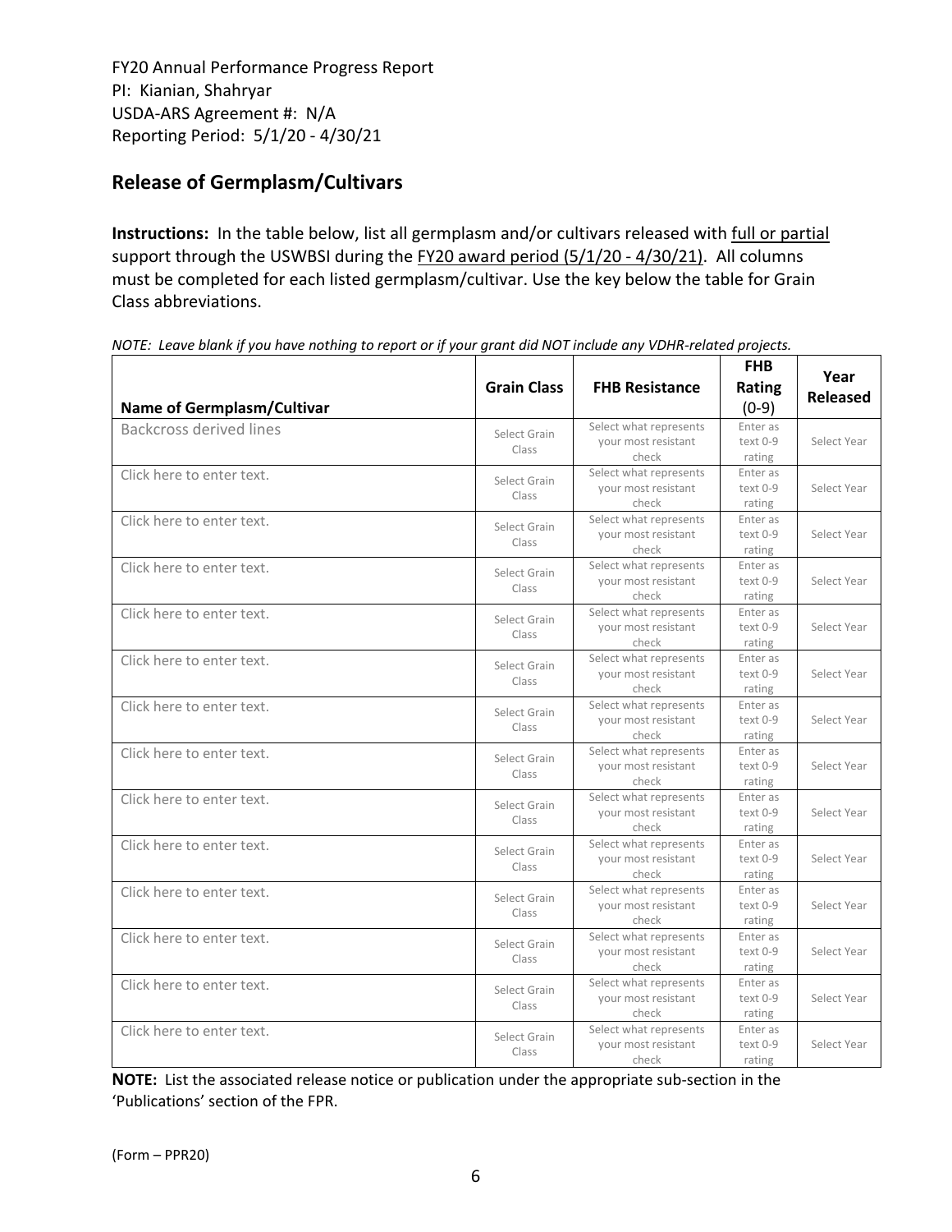FY20 Annual Performance Progress Report
PI: Kianian, Shahryar
USDA-ARS Agreement #: N/A
Reporting Period: 5/1/20 - 4/30/21

## Release of Germplasm/Cultivars

**Instructions:** In the table below, list all germplasm and/or cultivars released with full or partial support through the USWBSI during the FY20 award period (5/1/20 - 4/30/21). All columns must be completed for each listed germplasm/cultivar. Use the key below the table for Grain Class abbreviations.

*NOTE: Leave blank if you have nothing to report or if your grant did NOT include any VDHR-related projects.*

| Name of Germplasm/Cultivar | Grain Class | FHB Resistance | FHB Rating (0-9) | Year Released |
|---|---|---|---|---|
| Backcross derived lines | Select Grain Class | Select what represents your most resistant check | Enter as text 0-9 rating | Select Year |
| Click here to enter text. | Select Grain Class | Select what represents your most resistant check | Enter as text 0-9 rating | Select Year |
| Click here to enter text. | Select Grain Class | Select what represents your most resistant check | Enter as text 0-9 rating | Select Year |
| Click here to enter text. | Select Grain Class | Select what represents your most resistant check | Enter as text 0-9 rating | Select Year |
| Click here to enter text. | Select Grain Class | Select what represents your most resistant check | Enter as text 0-9 rating | Select Year |
| Click here to enter text. | Select Grain Class | Select what represents your most resistant check | Enter as text 0-9 rating | Select Year |
| Click here to enter text. | Select Grain Class | Select what represents your most resistant check | Enter as text 0-9 rating | Select Year |
| Click here to enter text. | Select Grain Class | Select what represents your most resistant check | Enter as text 0-9 rating | Select Year |
| Click here to enter text. | Select Grain Class | Select what represents your most resistant check | Enter as text 0-9 rating | Select Year |
| Click here to enter text. | Select Grain Class | Select what represents your most resistant check | Enter as text 0-9 rating | Select Year |
| Click here to enter text. | Select Grain Class | Select what represents your most resistant check | Enter as text 0-9 rating | Select Year |
| Click here to enter text. | Select Grain Class | Select what represents your most resistant check | Enter as text 0-9 rating | Select Year |
| Click here to enter text. | Select Grain Class | Select what represents your most resistant check | Enter as text 0-9 rating | Select Year |
| Click here to enter text. | Select Grain Class | Select what represents your most resistant check | Enter as text 0-9 rating | Select Year |

**NOTE:** List the associated release notice or publication under the appropriate sub-section in the 'Publications' section of the FPR.

(Form – PPR20)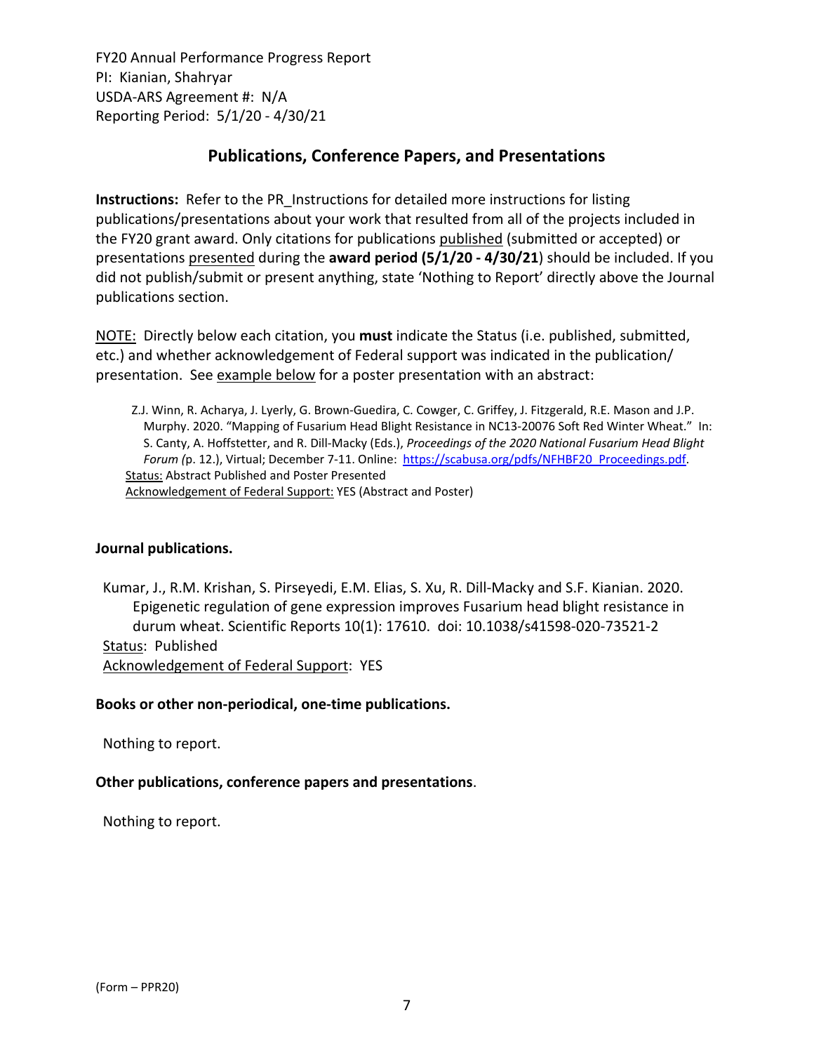FY20 Annual Performance Progress Report
PI: Kianian, Shahryar
USDA-ARS Agreement #: N/A
Reporting Period: 5/1/20 - 4/30/21

## Publications, Conference Papers, and Presentations

**Instructions:** Refer to the PR_Instructions for detailed more instructions for listing publications/presentations about your work that resulted from all of the projects included in the FY20 grant award. Only citations for publications published (submitted or accepted) or presentations presented during the **award period (5/1/20 - 4/30/21)** should be included. If you did not publish/submit or present anything, state 'Nothing to Report' directly above the Journal publications section.

NOTE: Directly below each citation, you **must** indicate the Status (i.e. published, submitted, etc.) and whether acknowledgement of Federal support was indicated in the publication/presentation. See example below for a poster presentation with an abstract:

> Z.J. Winn, R. Acharya, J. Lyerly, G. Brown-Guedira, C. Cowger, C. Griffey, J. Fitzgerald, R.E. Mason and J.P. Murphy. 2020. "Mapping of Fusarium Head Blight Resistance in NC13-20076 Soft Red Winter Wheat." In: S. Canty, A. Hoffstetter, and R. Dill-Macky (Eds.), *Proceedings of the 2020 National Fusarium Head Blight Forum (*p. 12.), Virtual; December 7-11. Online: https://scabusa.org/pdfs/NFHBF20_Proceedings.pdf.
> Status: Abstract Published and Poster Presented
> Acknowledgement of Federal Support: YES (Abstract and Poster)

**Journal publications.**

Kumar, J., R.M. Krishan, S. Pirseyedi, E.M. Elias, S. Xu, R. Dill-Macky and S.F. Kianian. 2020. Epigenetic regulation of gene expression improves Fusarium head blight resistance in durum wheat. Scientific Reports 10(1): 17610. doi: 10.1038/s41598-020-73521-2
Status: Published
Acknowledgement of Federal Support: YES

**Books or other non-periodical, one-time publications.**

Nothing to report.

**Other publications, conference papers and presentations**.

Nothing to report.

(Form – PPR20)